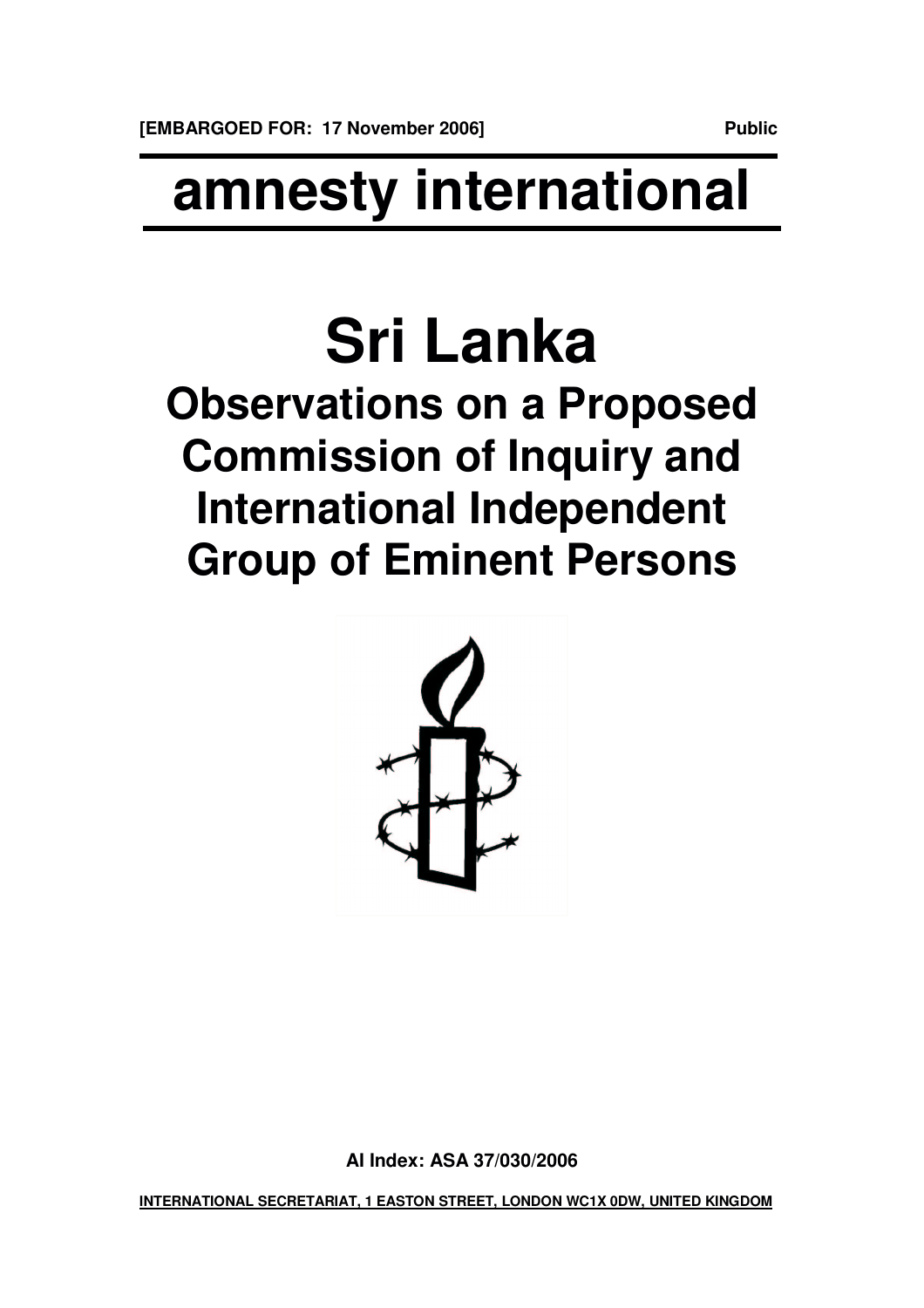**[EMBARGOED FOR: 17 November 2006]** **Public**

# amnesty international

# Sri Lanka

## Observations on a Proposed Commission of Inquiry and International Independent Group of Eminent Persons

**AI Index: ASA 37/030/2006**

**INTERNATIONAL SECRETARIAT, 1 EASTON STREET, LONDON WC1X 0DW, UNITED KINGDOM**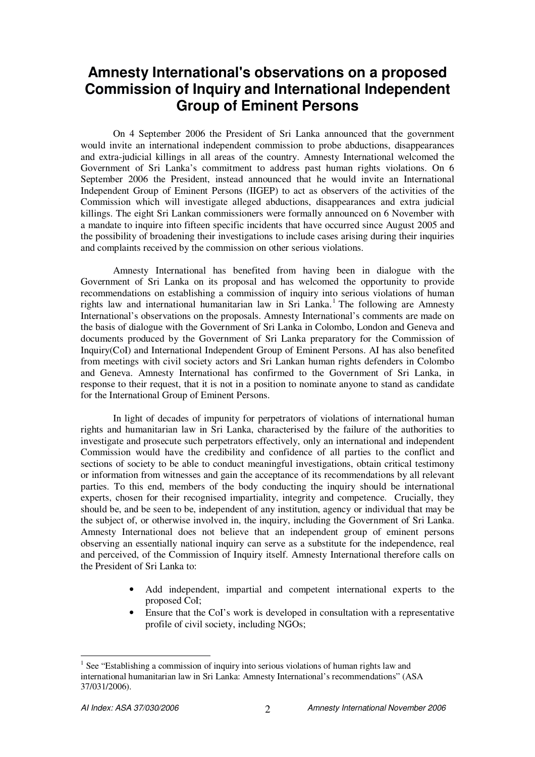# Amnesty International's observations on a proposed Commission of Inquiry and International Independent Group of Eminent Persons

On 4 September 2006 the President of Sri Lanka announced that the government would invite an international independent commission to probe abductions, disappearances and extra-judicial killings in all areas of the country. Amnesty International welcomed the Government of Sri Lanka's commitment to address past human rights violations. On 6 September 2006 the President, instead announced that he would invite an International Independent Group of Eminent Persons (IIGEP) to act as observers of the activities of the Commission which will investigate alleged abductions, disappearances and extra judicial killings. The eight Sri Lankan commissioners were formally announced on 6 November with a mandate to inquire into fifteen specific incidents that have occurred since August 2005 and the possibility of broadening their investigations to include cases arising during their inquiries and complaints received by the commission on other serious violations.

Amnesty International has benefited from having been in dialogue with the Government of Sri Lanka on its proposal and has welcomed the opportunity to provide recommendations on establishing a commission of inquiry into serious violations of human rights law and international humanitarian law in Sri Lanka.[1] The following are Amnesty International's observations on the proposals. Amnesty International's comments are made on the basis of dialogue with the Government of Sri Lanka in Colombo, London and Geneva and documents produced by the Government of Sri Lanka preparatory for the Commission of Inquiry(CoI) and International Independent Group of Eminent Persons. AI has also benefited from meetings with civil society actors and Sri Lankan human rights defenders in Colombo and Geneva. Amnesty International has confirmed to the Government of Sri Lanka, in response to their request, that it is not in a position to nominate anyone to stand as candidate for the International Group of Eminent Persons.

In light of decades of impunity for perpetrators of violations of international human rights and humanitarian law in Sri Lanka, characterised by the failure of the authorities to investigate and prosecute such perpetrators effectively, only an international and independent Commission would have the credibility and confidence of all parties to the conflict and sections of society to be able to conduct meaningful investigations, obtain critical testimony or information from witnesses and gain the acceptance of its recommendations by all relevant parties. To this end, members of the body conducting the inquiry should be international experts, chosen for their recognised impartiality, integrity and competence. Crucially, they should be, and be seen to be, independent of any institution, agency or individual that may be the subject of, or otherwise involved in, the inquiry, including the Government of Sri Lanka. Amnesty International does not believe that an independent group of eminent persons observing an essentially national inquiry can serve as a substitute for the independence, real and perceived, of the Commission of Inquiry itself. Amnesty International therefore calls on the President of Sri Lanka to:

- Add independent, impartial and competent international experts to the proposed CoI;
- Ensure that the CoI's work is developed in consultation with a representative profile of civil society, including NGOs;

---

[1] See "Establishing a commission of inquiry into serious violations of human rights law and international humanitarian law in Sri Lanka: Amnesty International's recommendations" (ASA 37/031/2006).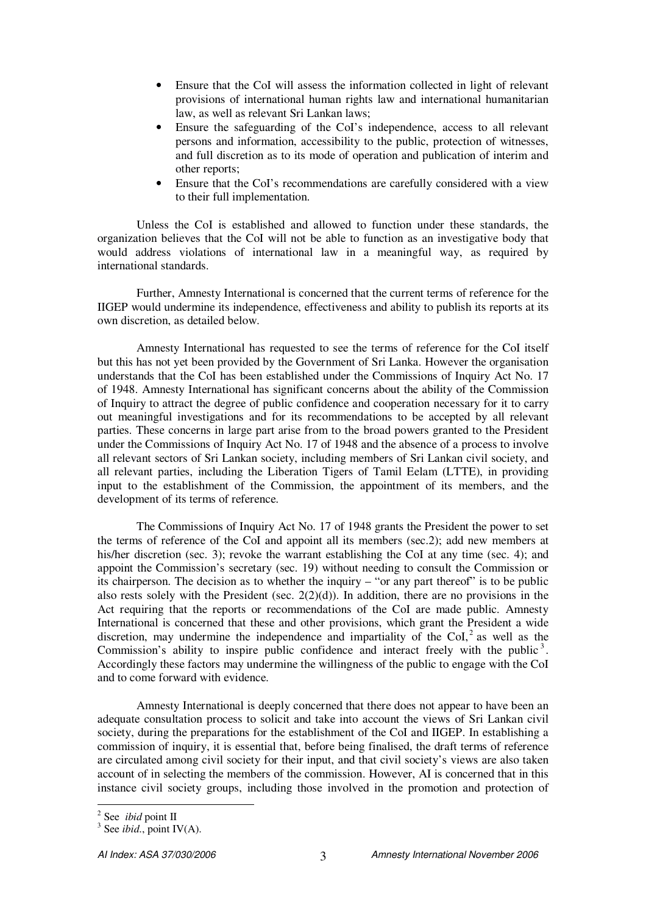- Ensure that the CoI will assess the information collected in light of relevant provisions of international human rights law and international humanitarian law, as well as relevant Sri Lankan laws;
- Ensure the safeguarding of the CoI's independence, access to all relevant persons and information, accessibility to the public, protection of witnesses, and full discretion as to its mode of operation and publication of interim and other reports;
- Ensure that the CoI's recommendations are carefully considered with a view to their full implementation.

Unless the CoI is established and allowed to function under these standards, the organization believes that the CoI will not be able to function as an investigative body that would address violations of international law in a meaningful way, as required by international standards.

Further, Amnesty International is concerned that the current terms of reference for the IIGEP would undermine its independence, effectiveness and ability to publish its reports at its own discretion, as detailed below.

Amnesty International has requested to see the terms of reference for the CoI itself but this has not yet been provided by the Government of Sri Lanka. However the organisation understands that the CoI has been established under the Commissions of Inquiry Act No. 17 of 1948. Amnesty International has significant concerns about the ability of the Commission of Inquiry to attract the degree of public confidence and cooperation necessary for it to carry out meaningful investigations and for its recommendations to be accepted by all relevant parties. These concerns in large part arise from to the broad powers granted to the President under the Commissions of Inquiry Act No. 17 of 1948 and the absence of a process to involve all relevant sectors of Sri Lankan society, including members of Sri Lankan civil society, and all relevant parties, including the Liberation Tigers of Tamil Eelam (LTTE), in providing input to the establishment of the Commission, the appointment of its members, and the development of its terms of reference.

The Commissions of Inquiry Act No. 17 of 1948 grants the President the power to set the terms of reference of the CoI and appoint all its members (sec.2); add new members at his/her discretion (sec. 3); revoke the warrant establishing the CoI at any time (sec. 4); and appoint the Commission's secretary (sec. 19) without needing to consult the Commission or its chairperson. The decision as to whether the inquiry – "or any part thereof" is to be public also rests solely with the President (sec. 2(2)(d)). In addition, there are no provisions in the Act requiring that the reports or recommendations of the CoI are made public. Amnesty International is concerned that these and other provisions, which grant the President a wide discretion, may undermine the independence and impartiality of the CoI,[2] as well as the Commission's ability to inspire public confidence and interact freely with the public[3]. Accordingly these factors may undermine the willingness of the public to engage with the CoI and to come forward with evidence.

Amnesty International is deeply concerned that there does not appear to have been an adequate consultation process to solicit and take into account the views of Sri Lankan civil society, during the preparations for the establishment of the CoI and IIGEP. In establishing a commission of inquiry, it is essential that, before being finalised, the draft terms of reference are circulated among civil society for their input, and that civil society's views are also taken account of in selecting the members of the commission. However, AI is concerned that in this instance civil society groups, including those involved in the promotion and protection of

---

[2] See *ibid* point II

[3] See *ibid.*, point IV(A).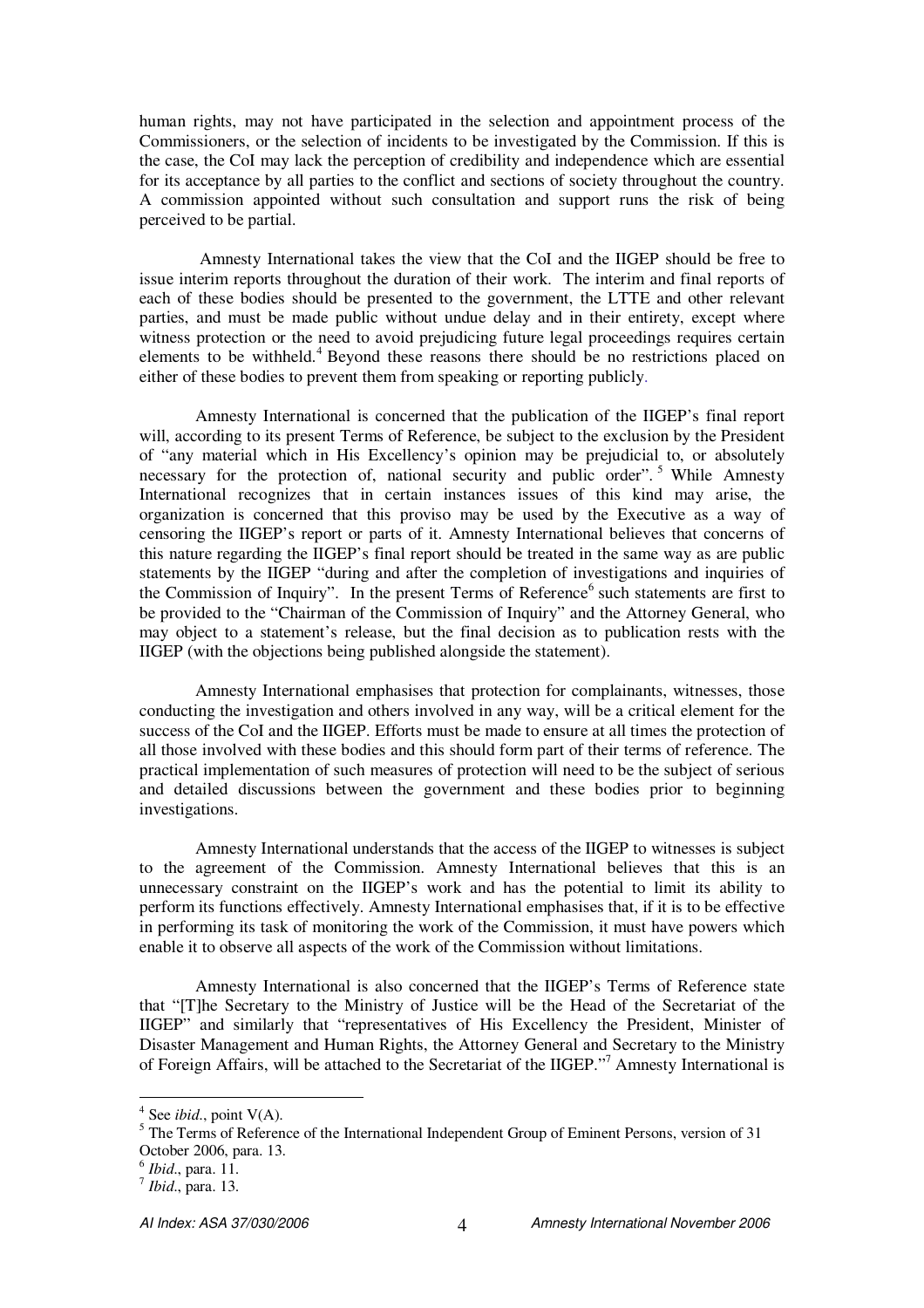human rights, may not have participated in the selection and appointment process of the Commissioners, or the selection of incidents to be investigated by the Commission. If this is the case, the CoI may lack the perception of credibility and independence which are essential for its acceptance by all parties to the conflict and sections of society throughout the country. A commission appointed without such consultation and support runs the risk of being perceived to be partial.

Amnesty International takes the view that the CoI and the IIGEP should be free to issue interim reports throughout the duration of their work. The interim and final reports of each of these bodies should be presented to the government, the LTTE and other relevant parties, and must be made public without undue delay and in their entirety, except where witness protection or the need to avoid prejudicing future legal proceedings requires certain elements to be withheld.[4] Beyond these reasons there should be no restrictions placed on either of these bodies to prevent them from speaking or reporting publicly.

Amnesty International is concerned that the publication of the IIGEP's final report will, according to its present Terms of Reference, be subject to the exclusion by the President of "any material which in His Excellency's opinion may be prejudicial to, or absolutely necessary for the protection of, national security and public order".[5] While Amnesty International recognizes that in certain instances issues of this kind may arise, the organization is concerned that this proviso may be used by the Executive as a way of censoring the IIGEP's report or parts of it. Amnesty International believes that concerns of this nature regarding the IIGEP's final report should be treated in the same way as are public statements by the IIGEP "during and after the completion of investigations and inquiries of the Commission of Inquiry". In the present Terms of Reference[6] such statements are first to be provided to the "Chairman of the Commission of Inquiry" and the Attorney General, who may object to a statement's release, but the final decision as to publication rests with the IIGEP (with the objections being published alongside the statement).

Amnesty International emphasises that protection for complainants, witnesses, those conducting the investigation and others involved in any way, will be a critical element for the success of the CoI and the IIGEP. Efforts must be made to ensure at all times the protection of all those involved with these bodies and this should form part of their terms of reference. The practical implementation of such measures of protection will need to be the subject of serious and detailed discussions between the government and these bodies prior to beginning investigations.

Amnesty International understands that the access of the IIGEP to witnesses is subject to the agreement of the Commission. Amnesty International believes that this is an unnecessary constraint on the IIGEP's work and has the potential to limit its ability to perform its functions effectively. Amnesty International emphasises that, if it is to be effective in performing its task of monitoring the work of the Commission, it must have powers which enable it to observe all aspects of the work of the Commission without limitations.

Amnesty International is also concerned that the IIGEP's Terms of Reference state that "[T]he Secretary to the Ministry of Justice will be the Head of the Secretariat of the IIGEP" and similarly that "representatives of His Excellency the President, Minister of Disaster Management and Human Rights, the Attorney General and Secretary to the Ministry of Foreign Affairs, will be attached to the Secretariat of the IIGEP."[7] Amnesty International is

---

[4] See *ibid*., point V(A).

[5] The Terms of Reference of the International Independent Group of Eminent Persons, version of 31 October 2006, para. 13.

[6] *Ibid*., para. 11.

[7] *Ibid*., para. 13.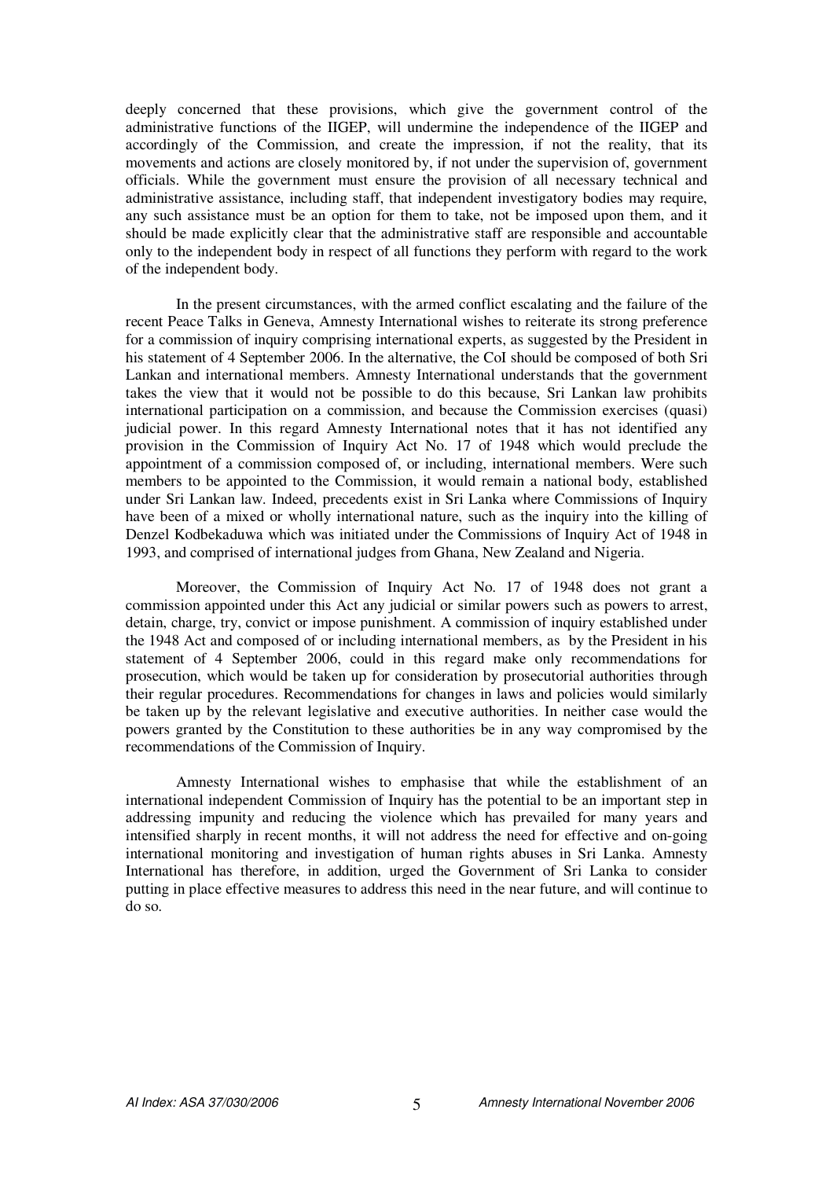deeply concerned that these provisions, which give the government control of the administrative functions of the IIGEP, will undermine the independence of the IIGEP and accordingly of the Commission, and create the impression, if not the reality, that its movements and actions are closely monitored by, if not under the supervision of, government officials. While the government must ensure the provision of all necessary technical and administrative assistance, including staff, that independent investigatory bodies may require, any such assistance must be an option for them to take, not be imposed upon them, and it should be made explicitly clear that the administrative staff are responsible and accountable only to the independent body in respect of all functions they perform with regard to the work of the independent body.

In the present circumstances, with the armed conflict escalating and the failure of the recent Peace Talks in Geneva, Amnesty International wishes to reiterate its strong preference for a commission of inquiry comprising international experts, as suggested by the President in his statement of 4 September 2006. In the alternative, the CoI should be composed of both Sri Lankan and international members. Amnesty International understands that the government takes the view that it would not be possible to do this because, Sri Lankan law prohibits international participation on a commission, and because the Commission exercises (quasi) judicial power. In this regard Amnesty International notes that it has not identified any provision in the Commission of Inquiry Act No. 17 of 1948 which would preclude the appointment of a commission composed of, or including, international members. Were such members to be appointed to the Commission, it would remain a national body, established under Sri Lankan law. Indeed, precedents exist in Sri Lanka where Commissions of Inquiry have been of a mixed or wholly international nature, such as the inquiry into the killing of Denzel Kodbekaduwa which was initiated under the Commissions of Inquiry Act of 1948 in 1993, and comprised of international judges from Ghana, New Zealand and Nigeria.

Moreover, the Commission of Inquiry Act No. 17 of 1948 does not grant a commission appointed under this Act any judicial or similar powers such as powers to arrest, detain, charge, try, convict or impose punishment. A commission of inquiry established under the 1948 Act and composed of or including international members, as by the President in his statement of 4 September 2006, could in this regard make only recommendations for prosecution, which would be taken up for consideration by prosecutorial authorities through their regular procedures. Recommendations for changes in laws and policies would similarly be taken up by the relevant legislative and executive authorities. In neither case would the powers granted by the Constitution to these authorities be in any way compromised by the recommendations of the Commission of Inquiry.

Amnesty International wishes to emphasise that while the establishment of an international independent Commission of Inquiry has the potential to be an important step in addressing impunity and reducing the violence which has prevailed for many years and intensified sharply in recent months, it will not address the need for effective and on-going international monitoring and investigation of human rights abuses in Sri Lanka. Amnesty International has therefore, in addition, urged the Government of Sri Lanka to consider putting in place effective measures to address this need in the near future, and will continue to do so.